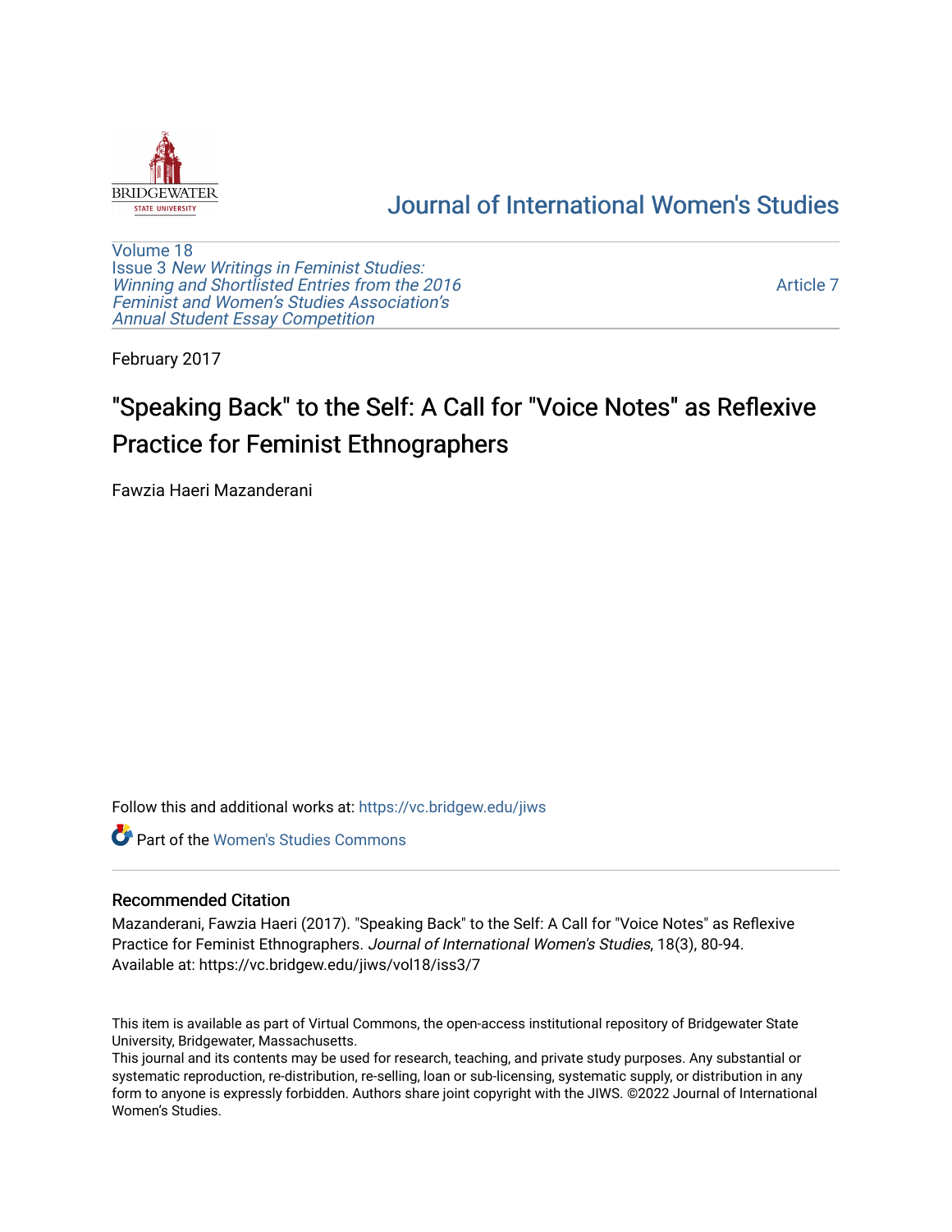# Journal of International Women's Studies

Volume 18
Issue 3 *New Writings in Feminist Studies: Winning and Shortlisted Entries from the 2016 Feminist and Women's Studies Association's Annual Student Essay Competition*

Article 7

February 2017

# "Speaking Back" to the Self: A Call for "Voice Notes" as Reflexive Practice for Feminist Ethnographers

Fawzia Haeri Mazanderani

Follow this and additional works at: https://vc.bridgew.edu/jiws

Part of the Women's Studies Commons

## Recommended Citation

Mazanderani, Fawzia Haeri (2017). "Speaking Back" to the Self: A Call for "Voice Notes" as Reflexive Practice for Feminist Ethnographers. *Journal of International Women's Studies*, 18(3), 80-94.
Available at: https://vc.bridgew.edu/jiws/vol18/iss3/7

This item is available as part of Virtual Commons, the open-access institutional repository of Bridgewater State University, Bridgewater, Massachusetts.
This journal and its contents may be used for research, teaching, and private study purposes. Any substantial or systematic reproduction, re-distribution, re-selling, loan or sub-licensing, systematic supply, or distribution in any form to anyone is expressly forbidden. Authors share joint copyright with the JIWS. ©2022 Journal of International Women's Studies.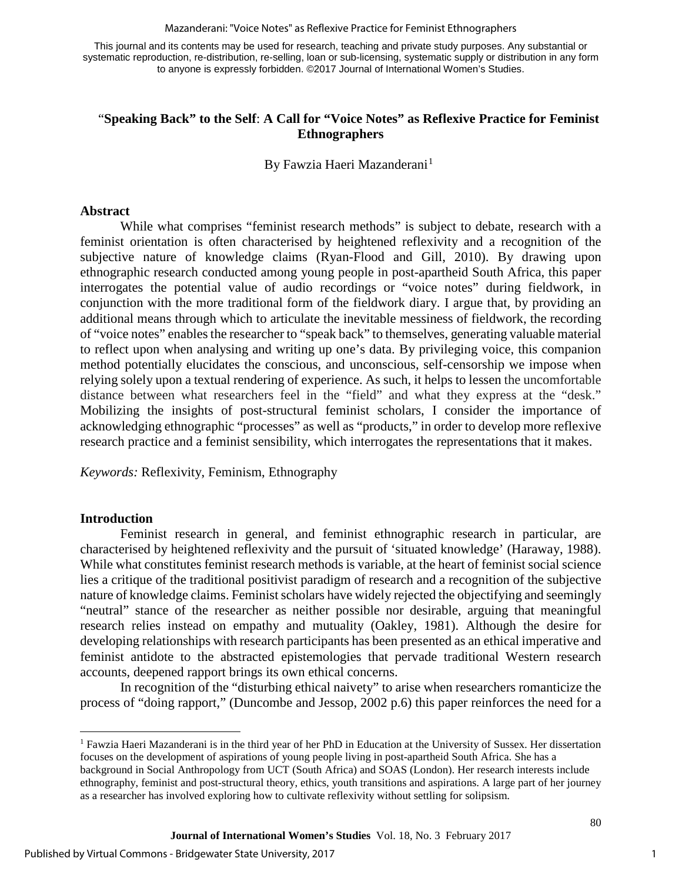This journal and its contents may be used for research, teaching and private study purposes. Any substantial or systematic reproduction, re-distribution, re-selling, loan or sub-licensing, systematic supply or distribution in any form to anyone is expressly forbidden. ©2017 Journal of International Women's Studies.

# "Speaking Back" to the Self: A Call for "Voice Notes" as Reflexive Practice for Feminist Ethnographers

By Fawzia Haeri Mazanderani[1]

## Abstract

While what comprises "feminist research methods" is subject to debate, research with a feminist orientation is often characterised by heightened reflexivity and a recognition of the subjective nature of knowledge claims (Ryan-Flood and Gill, 2010). By drawing upon ethnographic research conducted among young people in post-apartheid South Africa, this paper interrogates the potential value of audio recordings or "voice notes" during fieldwork, in conjunction with the more traditional form of the fieldwork diary. I argue that, by providing an additional means through which to articulate the inevitable messiness of fieldwork, the recording of "voice notes" enables the researcher to "speak back" to themselves, generating valuable material to reflect upon when analysing and writing up one's data. By privileging voice, this companion method potentially elucidates the conscious, and unconscious, self-censorship we impose when relying solely upon a textual rendering of experience. As such, it helps to lessen the uncomfortable distance between what researchers feel in the "field" and what they express at the "desk." Mobilizing the insights of post-structural feminist scholars, I consider the importance of acknowledging ethnographic "processes" as well as "products," in order to develop more reflexive research practice and a feminist sensibility, which interrogates the representations that it makes.

*Keywords:* Reflexivity, Feminism, Ethnography

## Introduction

Feminist research in general, and feminist ethnographic research in particular, are characterised by heightened reflexivity and the pursuit of 'situated knowledge' (Haraway, 1988). While what constitutes feminist research methods is variable, at the heart of feminist social science lies a critique of the traditional positivist paradigm of research and a recognition of the subjective nature of knowledge claims. Feminist scholars have widely rejected the objectifying and seemingly "neutral" stance of the researcher as neither possible nor desirable, arguing that meaningful research relies instead on empathy and mutuality (Oakley, 1981). Although the desire for developing relationships with research participants has been presented as an ethical imperative and feminist antidote to the abstracted epistemologies that pervade traditional Western research accounts, deepened rapport brings its own ethical concerns.

In recognition of the "disturbing ethical naivety" to arise when researchers romanticize the process of "doing rapport," (Duncombe and Jessop, 2002 p.6) this paper reinforces the need for a

---

[1] Fawzia Haeri Mazanderani is in the third year of her PhD in Education at the University of Sussex. Her dissertation focuses on the development of aspirations of young people living in post-apartheid South Africa. She has a background in Social Anthropology from UCT (South Africa) and SOAS (London). Her research interests include ethnography, feminist and post-structural theory, ethics, youth transitions and aspirations. A large part of her journey as a researcher has involved exploring how to cultivate reflexivity without settling for solipsism.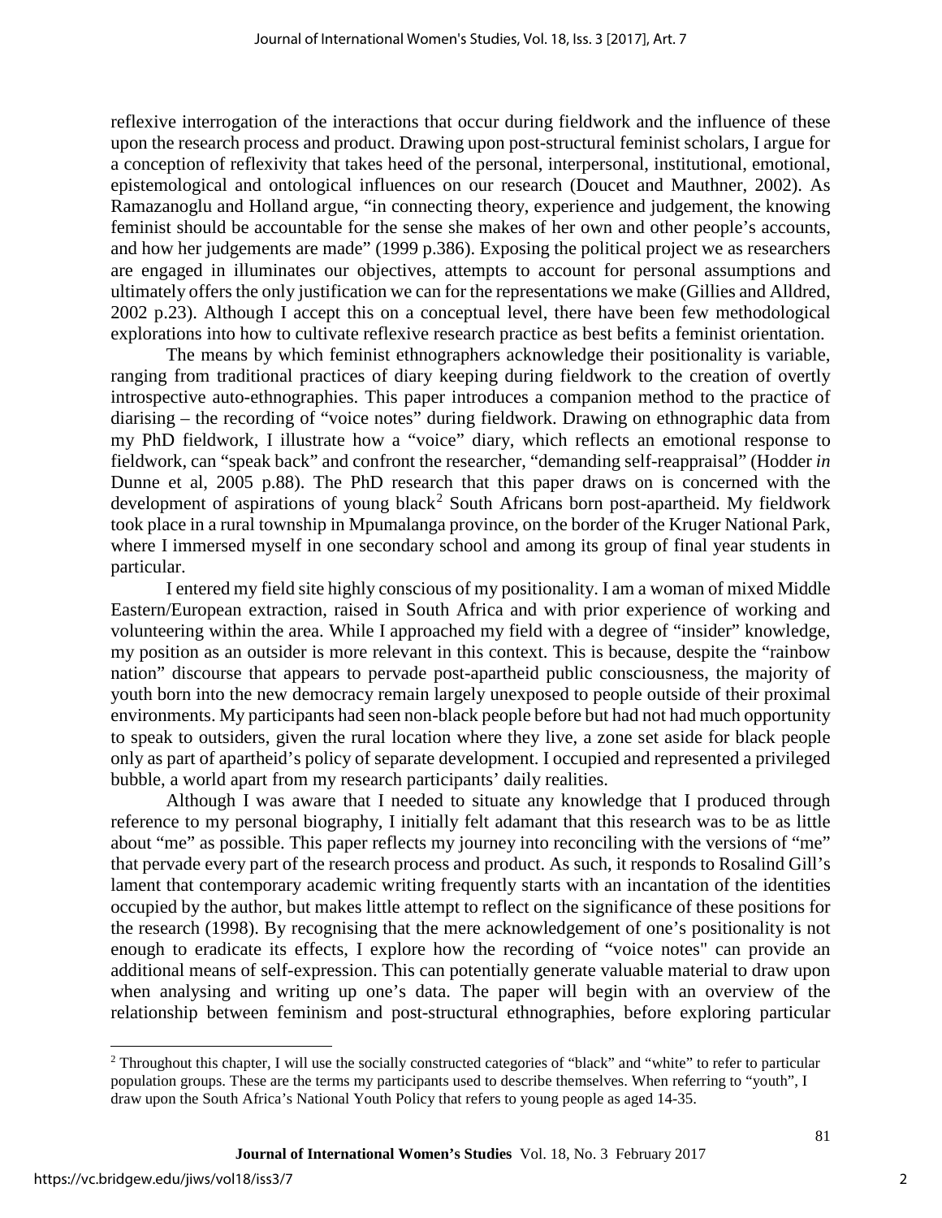reflexive interrogation of the interactions that occur during fieldwork and the influence of these upon the research process and product. Drawing upon post-structural feminist scholars, I argue for a conception of reflexivity that takes heed of the personal, interpersonal, institutional, emotional, epistemological and ontological influences on our research (Doucet and Mauthner, 2002). As Ramazanoglu and Holland argue, "in connecting theory, experience and judgement, the knowing feminist should be accountable for the sense she makes of her own and other people's accounts, and how her judgements are made" (1999 p.386). Exposing the political project we as researchers are engaged in illuminates our objectives, attempts to account for personal assumptions and ultimately offers the only justification we can for the representations we make (Gillies and Alldred, 2002 p.23). Although I accept this on a conceptual level, there have been few methodological explorations into how to cultivate reflexive research practice as best befits a feminist orientation.

The means by which feminist ethnographers acknowledge their positionality is variable, ranging from traditional practices of diary keeping during fieldwork to the creation of overtly introspective auto-ethnographies. This paper introduces a companion method to the practice of diarising – the recording of "voice notes" during fieldwork. Drawing on ethnographic data from my PhD fieldwork, I illustrate how a "voice" diary, which reflects an emotional response to fieldwork, can "speak back" and confront the researcher, "demanding self-reappraisal" (Hodder *in* Dunne et al, 2005 p.88). The PhD research that this paper draws on is concerned with the development of aspirations of young black[2] South Africans born post-apartheid. My fieldwork took place in a rural township in Mpumalanga province, on the border of the Kruger National Park, where I immersed myself in one secondary school and among its group of final year students in particular.

I entered my field site highly conscious of my positionality. I am a woman of mixed Middle Eastern/European extraction, raised in South Africa and with prior experience of working and volunteering within the area. While I approached my field with a degree of "insider" knowledge, my position as an outsider is more relevant in this context. This is because, despite the "rainbow nation" discourse that appears to pervade post-apartheid public consciousness, the majority of youth born into the new democracy remain largely unexposed to people outside of their proximal environments. My participants had seen non-black people before but had not had much opportunity to speak to outsiders, given the rural location where they live, a zone set aside for black people only as part of apartheid's policy of separate development. I occupied and represented a privileged bubble, a world apart from my research participants' daily realities.

Although I was aware that I needed to situate any knowledge that I produced through reference to my personal biography, I initially felt adamant that this research was to be as little about "me" as possible. This paper reflects my journey into reconciling with the versions of "me" that pervade every part of the research process and product. As such, it responds to Rosalind Gill's lament that contemporary academic writing frequently starts with an incantation of the identities occupied by the author, but makes little attempt to reflect on the significance of these positions for the research (1998). By recognising that the mere acknowledgement of one's positionality is not enough to eradicate its effects, I explore how the recording of "voice notes" can provide an additional means of self-expression. This can potentially generate valuable material to draw upon when analysing and writing up one's data. The paper will begin with an overview of the relationship between feminism and post-structural ethnographies, before exploring particular

---

[2] Throughout this chapter, I will use the socially constructed categories of "black" and "white" to refer to particular population groups. These are the terms my participants used to describe themselves. When referring to "youth", I draw upon the South Africa's National Youth Policy that refers to young people as aged 14-35.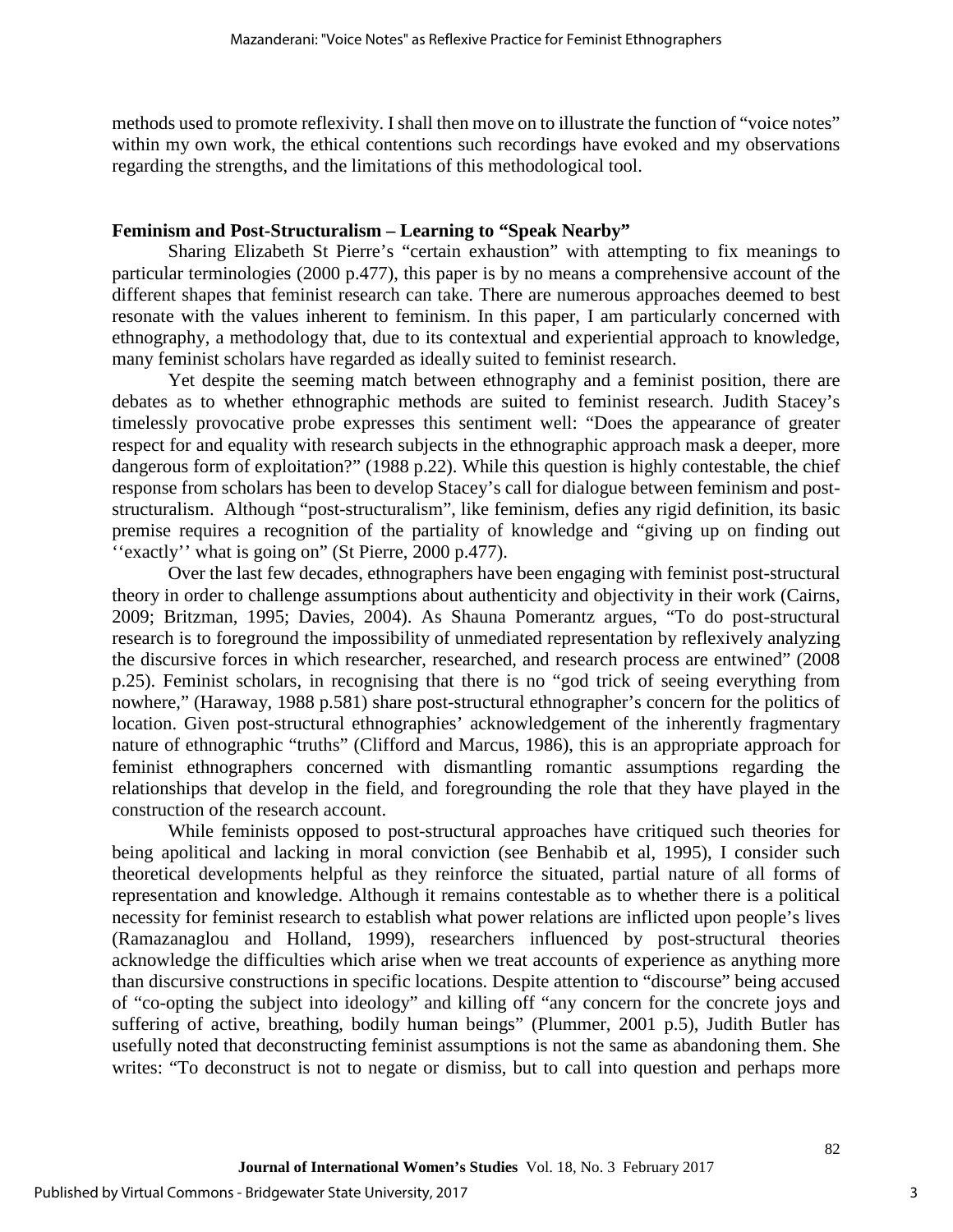methods used to promote reflexivity. I shall then move on to illustrate the function of "voice notes" within my own work, the ethical contentions such recordings have evoked and my observations regarding the strengths, and the limitations of this methodological tool.

## Feminism and Post-Structuralism – Learning to "Speak Nearby"

Sharing Elizabeth St Pierre's "certain exhaustion" with attempting to fix meanings to particular terminologies (2000 p.477), this paper is by no means a comprehensive account of the different shapes that feminist research can take. There are numerous approaches deemed to best resonate with the values inherent to feminism. In this paper, I am particularly concerned with ethnography, a methodology that, due to its contextual and experiential approach to knowledge, many feminist scholars have regarded as ideally suited to feminist research.

Yet despite the seeming match between ethnography and a feminist position, there are debates as to whether ethnographic methods are suited to feminist research. Judith Stacey's timelessly provocative probe expresses this sentiment well: "Does the appearance of greater respect for and equality with research subjects in the ethnographic approach mask a deeper, more dangerous form of exploitation?" (1988 p.22). While this question is highly contestable, the chief response from scholars has been to develop Stacey's call for dialogue between feminism and post-structuralism. Although "post-structuralism", like feminism, defies any rigid definition, its basic premise requires a recognition of the partiality of knowledge and "giving up on finding out ''exactly'' what is going on" (St Pierre, 2000 p.477).

Over the last few decades, ethnographers have been engaging with feminist post-structural theory in order to challenge assumptions about authenticity and objectivity in their work (Cairns, 2009; Britzman, 1995; Davies, 2004). As Shauna Pomerantz argues, "To do post-structural research is to foreground the impossibility of unmediated representation by reflexively analyzing the discursive forces in which researcher, researched, and research process are entwined" (2008 p.25). Feminist scholars, in recognising that there is no "god trick of seeing everything from nowhere," (Haraway, 1988 p.581) share post-structural ethnographer's concern for the politics of location. Given post-structural ethnographies' acknowledgement of the inherently fragmentary nature of ethnographic "truths" (Clifford and Marcus, 1986), this is an appropriate approach for feminist ethnographers concerned with dismantling romantic assumptions regarding the relationships that develop in the field, and foregrounding the role that they have played in the construction of the research account.

While feminists opposed to post-structural approaches have critiqued such theories for being apolitical and lacking in moral conviction (see Benhabib et al, 1995), I consider such theoretical developments helpful as they reinforce the situated, partial nature of all forms of representation and knowledge. Although it remains contestable as to whether there is a political necessity for feminist research to establish what power relations are inflicted upon people's lives (Ramazanaglou and Holland, 1999), researchers influenced by post-structural theories acknowledge the difficulties which arise when we treat accounts of experience as anything more than discursive constructions in specific locations. Despite attention to "discourse" being accused of "co-opting the subject into ideology" and killing off "any concern for the concrete joys and suffering of active, breathing, bodily human beings" (Plummer, 2001 p.5), Judith Butler has usefully noted that deconstructing feminist assumptions is not the same as abandoning them. She writes: "To deconstruct is not to negate or dismiss, but to call into question and perhaps more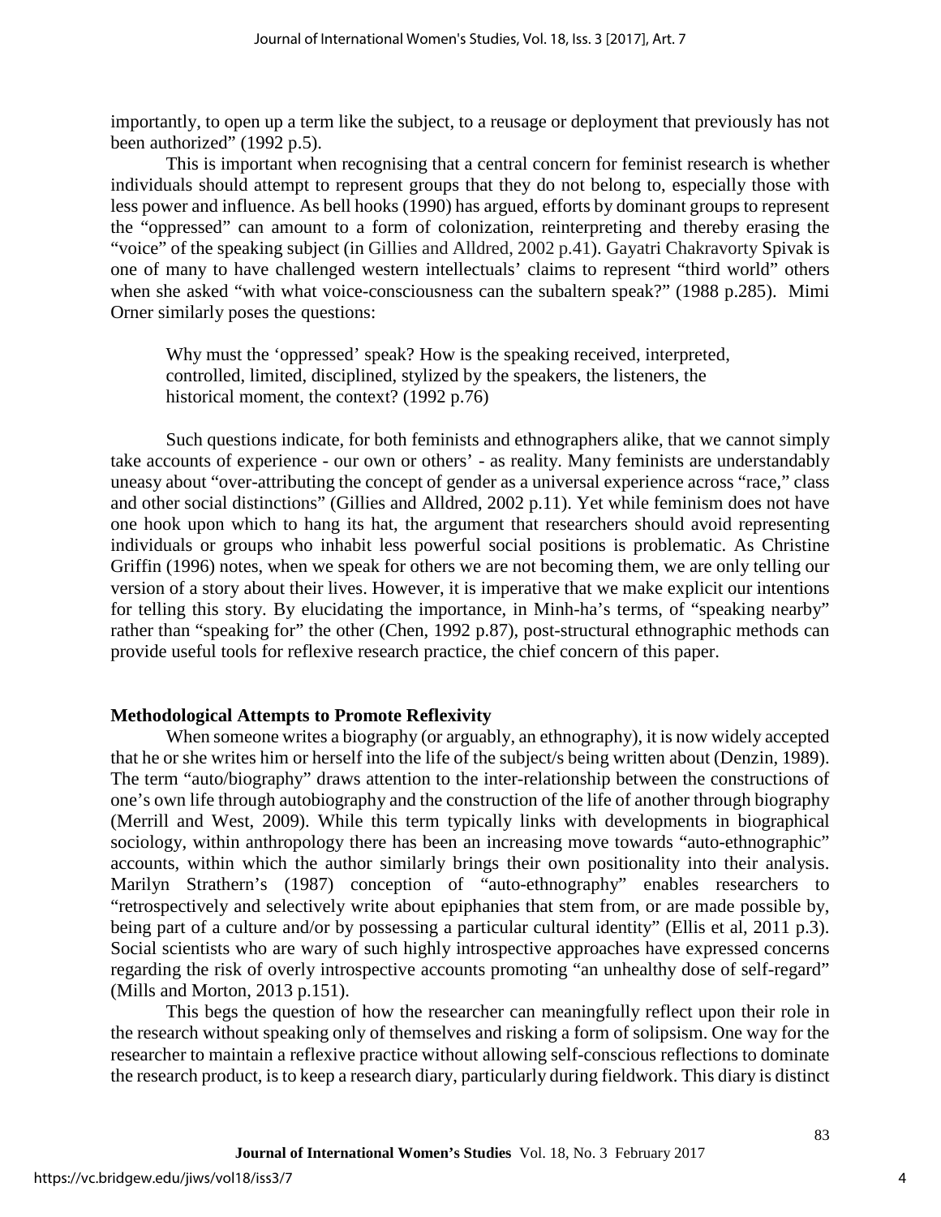importantly, to open up a term like the subject, to a reusage or deployment that previously has not been authorized" (1992 p.5).

This is important when recognising that a central concern for feminist research is whether individuals should attempt to represent groups that they do not belong to, especially those with less power and influence. As bell hooks (1990) has argued, efforts by dominant groups to represent the "oppressed" can amount to a form of colonization, reinterpreting and thereby erasing the "voice" of the speaking subject (in Gillies and Alldred, 2002 p.41). Gayatri Chakravorty Spivak is one of many to have challenged western intellectuals' claims to represent "third world" others when she asked "with what voice-consciousness can the subaltern speak?" (1988 p.285). Mimi Orner similarly poses the questions:

> Why must the 'oppressed' speak? How is the speaking received, interpreted, controlled, limited, disciplined, stylized by the speakers, the listeners, the historical moment, the context? (1992 p.76)

Such questions indicate, for both feminists and ethnographers alike, that we cannot simply take accounts of experience - our own or others' - as reality. Many feminists are understandably uneasy about "over-attributing the concept of gender as a universal experience across "race," class and other social distinctions" (Gillies and Alldred, 2002 p.11). Yet while feminism does not have one hook upon which to hang its hat, the argument that researchers should avoid representing individuals or groups who inhabit less powerful social positions is problematic. As Christine Griffin (1996) notes, when we speak for others we are not becoming them, we are only telling our version of a story about their lives. However, it is imperative that we make explicit our intentions for telling this story. By elucidating the importance, in Minh-ha's terms, of "speaking nearby" rather than "speaking for" the other (Chen, 1992 p.87), post-structural ethnographic methods can provide useful tools for reflexive research practice, the chief concern of this paper.

## Methodological Attempts to Promote Reflexivity

When someone writes a biography (or arguably, an ethnography), it is now widely accepted that he or she writes him or herself into the life of the subject/s being written about (Denzin, 1989). The term "auto/biography" draws attention to the inter-relationship between the constructions of one's own life through autobiography and the construction of the life of another through biography (Merrill and West, 2009). While this term typically links with developments in biographical sociology, within anthropology there has been an increasing move towards "auto-ethnographic" accounts, within which the author similarly brings their own positionality into their analysis. Marilyn Strathern's (1987) conception of "auto-ethnography" enables researchers to "retrospectively and selectively write about epiphanies that stem from, or are made possible by, being part of a culture and/or by possessing a particular cultural identity" (Ellis et al, 2011 p.3). Social scientists who are wary of such highly introspective approaches have expressed concerns regarding the risk of overly introspective accounts promoting "an unhealthy dose of self-regard" (Mills and Morton, 2013 p.151).

This begs the question of how the researcher can meaningfully reflect upon their role in the research without speaking only of themselves and risking a form of solipsism. One way for the researcher to maintain a reflexive practice without allowing self-conscious reflections to dominate the research product, is to keep a research diary, particularly during fieldwork. This diary is distinct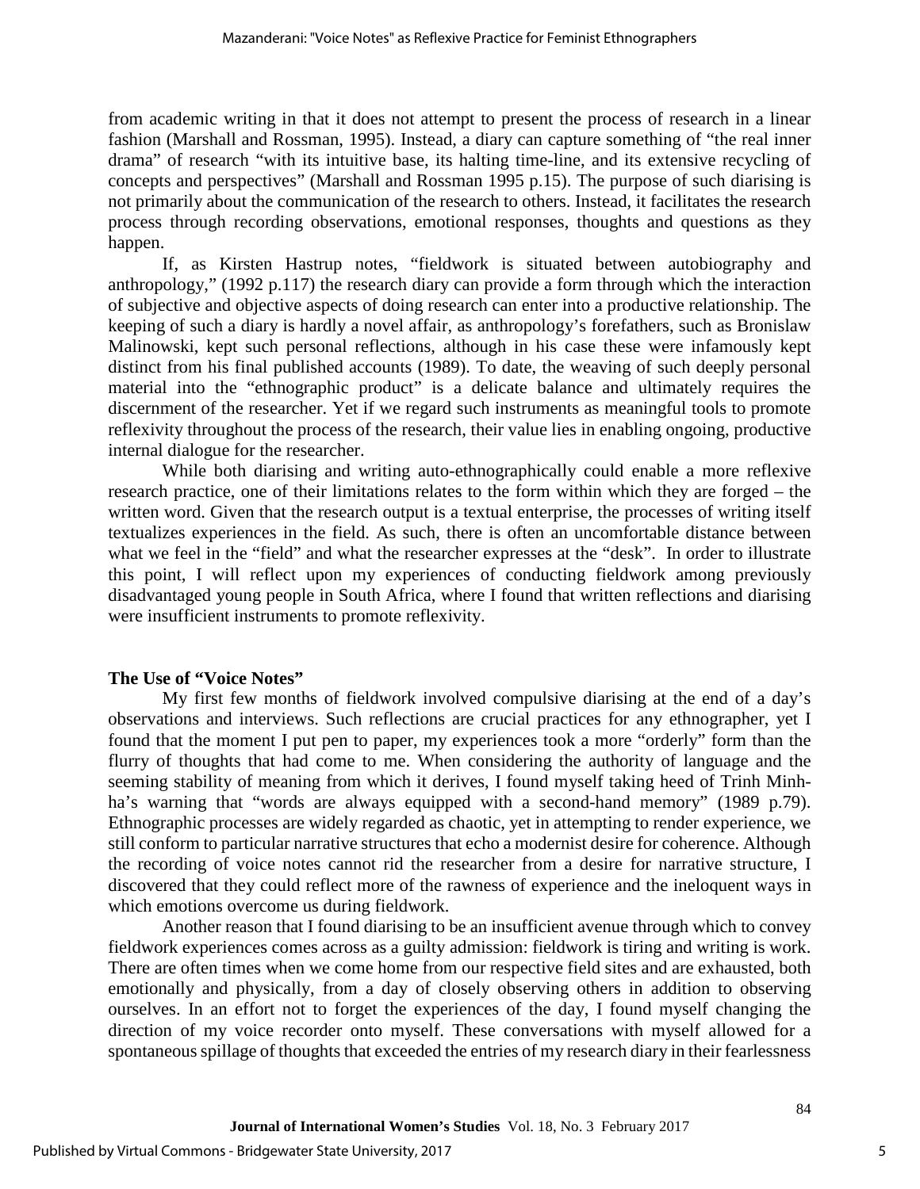from academic writing in that it does not attempt to present the process of research in a linear fashion (Marshall and Rossman, 1995). Instead, a diary can capture something of "the real inner drama" of research "with its intuitive base, its halting time-line, and its extensive recycling of concepts and perspectives" (Marshall and Rossman 1995 p.15). The purpose of such diarising is not primarily about the communication of the research to others. Instead, it facilitates the research process through recording observations, emotional responses, thoughts and questions as they happen.

If, as Kirsten Hastrup notes, "fieldwork is situated between autobiography and anthropology," (1992 p.117) the research diary can provide a form through which the interaction of subjective and objective aspects of doing research can enter into a productive relationship. The keeping of such a diary is hardly a novel affair, as anthropology's forefathers, such as Bronislaw Malinowski, kept such personal reflections, although in his case these were infamously kept distinct from his final published accounts (1989). To date, the weaving of such deeply personal material into the "ethnographic product" is a delicate balance and ultimately requires the discernment of the researcher. Yet if we regard such instruments as meaningful tools to promote reflexivity throughout the process of the research, their value lies in enabling ongoing, productive internal dialogue for the researcher.

While both diarising and writing auto-ethnographically could enable a more reflexive research practice, one of their limitations relates to the form within which they are forged – the written word. Given that the research output is a textual enterprise, the processes of writing itself textualizes experiences in the field. As such, there is often an uncomfortable distance between what we feel in the "field" and what the researcher expresses at the "desk". In order to illustrate this point, I will reflect upon my experiences of conducting fieldwork among previously disadvantaged young people in South Africa, where I found that written reflections and diarising were insufficient instruments to promote reflexivity.

## The Use of "Voice Notes"

My first few months of fieldwork involved compulsive diarising at the end of a day's observations and interviews. Such reflections are crucial practices for any ethnographer, yet I found that the moment I put pen to paper, my experiences took a more "orderly" form than the flurry of thoughts that had come to me. When considering the authority of language and the seeming stability of meaning from which it derives, I found myself taking heed of Trinh Minh-ha's warning that "words are always equipped with a second-hand memory" (1989 p.79). Ethnographic processes are widely regarded as chaotic, yet in attempting to render experience, we still conform to particular narrative structures that echo a modernist desire for coherence. Although the recording of voice notes cannot rid the researcher from a desire for narrative structure, I discovered that they could reflect more of the rawness of experience and the ineloquent ways in which emotions overcome us during fieldwork.

Another reason that I found diarising to be an insufficient avenue through which to convey fieldwork experiences comes across as a guilty admission: fieldwork is tiring and writing is work. There are often times when we come home from our respective field sites and are exhausted, both emotionally and physically, from a day of closely observing others in addition to observing ourselves. In an effort not to forget the experiences of the day, I found myself changing the direction of my voice recorder onto myself. These conversations with myself allowed for a spontaneous spillage of thoughts that exceeded the entries of my research diary in their fearlessness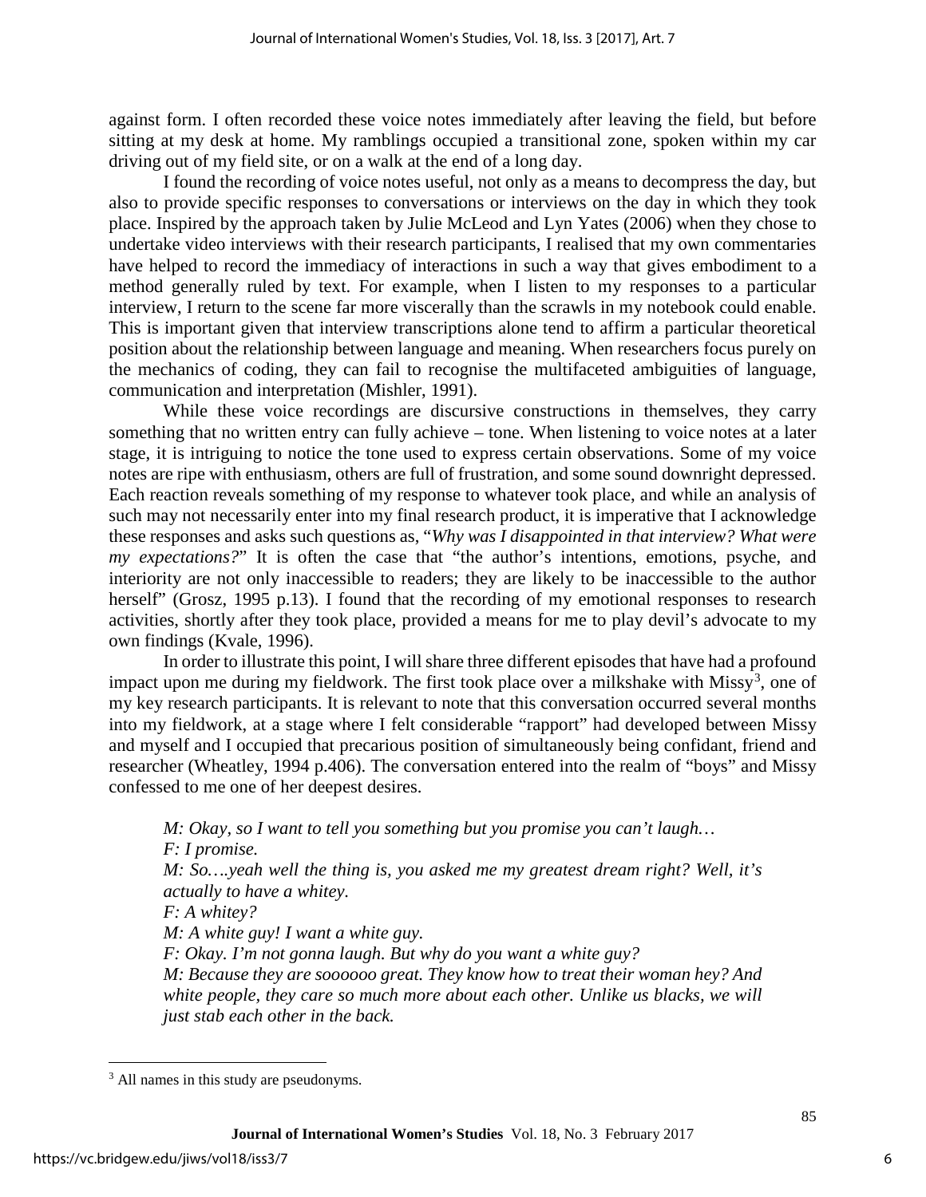against form. I often recorded these voice notes immediately after leaving the field, but before sitting at my desk at home. My ramblings occupied a transitional zone, spoken within my car driving out of my field site, or on a walk at the end of a long day.

I found the recording of voice notes useful, not only as a means to decompress the day, but also to provide specific responses to conversations or interviews on the day in which they took place. Inspired by the approach taken by Julie McLeod and Lyn Yates (2006) when they chose to undertake video interviews with their research participants, I realised that my own commentaries have helped to record the immediacy of interactions in such a way that gives embodiment to a method generally ruled by text. For example, when I listen to my responses to a particular interview, I return to the scene far more viscerally than the scrawls in my notebook could enable. This is important given that interview transcriptions alone tend to affirm a particular theoretical position about the relationship between language and meaning. When researchers focus purely on the mechanics of coding, they can fail to recognise the multifaceted ambiguities of language, communication and interpretation (Mishler, 1991).

While these voice recordings are discursive constructions in themselves, they carry something that no written entry can fully achieve – tone. When listening to voice notes at a later stage, it is intriguing to notice the tone used to express certain observations. Some of my voice notes are ripe with enthusiasm, others are full of frustration, and some sound downright depressed. Each reaction reveals something of my response to whatever took place, and while an analysis of such may not necessarily enter into my final research product, it is imperative that I acknowledge these responses and asks such questions as, "*Why was I disappointed in that interview? What were my expectations?*" It is often the case that "the author's intentions, emotions, psyche, and interiority are not only inaccessible to readers; they are likely to be inaccessible to the author herself" (Grosz, 1995 p.13). I found that the recording of my emotional responses to research activities, shortly after they took place, provided a means for me to play devil's advocate to my own findings (Kvale, 1996).

In order to illustrate this point, I will share three different episodes that have had a profound impact upon me during my fieldwork. The first took place over a milkshake with Missy[3], one of my key research participants. It is relevant to note that this conversation occurred several months into my fieldwork, at a stage where I felt considerable "rapport" had developed between Missy and myself and I occupied that precarious position of simultaneously being confidant, friend and researcher (Wheatley, 1994 p.406). The conversation entered into the realm of "boys" and Missy confessed to me one of her deepest desires.

> *M: Okay, so I want to tell you something but you promise you can't laugh…*
> *F: I promise.*
> *M: So….yeah well the thing is, you asked me my greatest dream right? Well, it's actually to have a whitey.*
> *F: A whitey?*
> *M: A white guy! I want a white guy.*
> *F: Okay. I'm not gonna laugh. But why do you want a white guy?*
> *M: Because they are soooooo great. They know how to treat their woman hey? And white people, they care so much more about each other. Unlike us blacks, we will just stab each other in the back.*

---

[3] All names in this study are pseudonyms.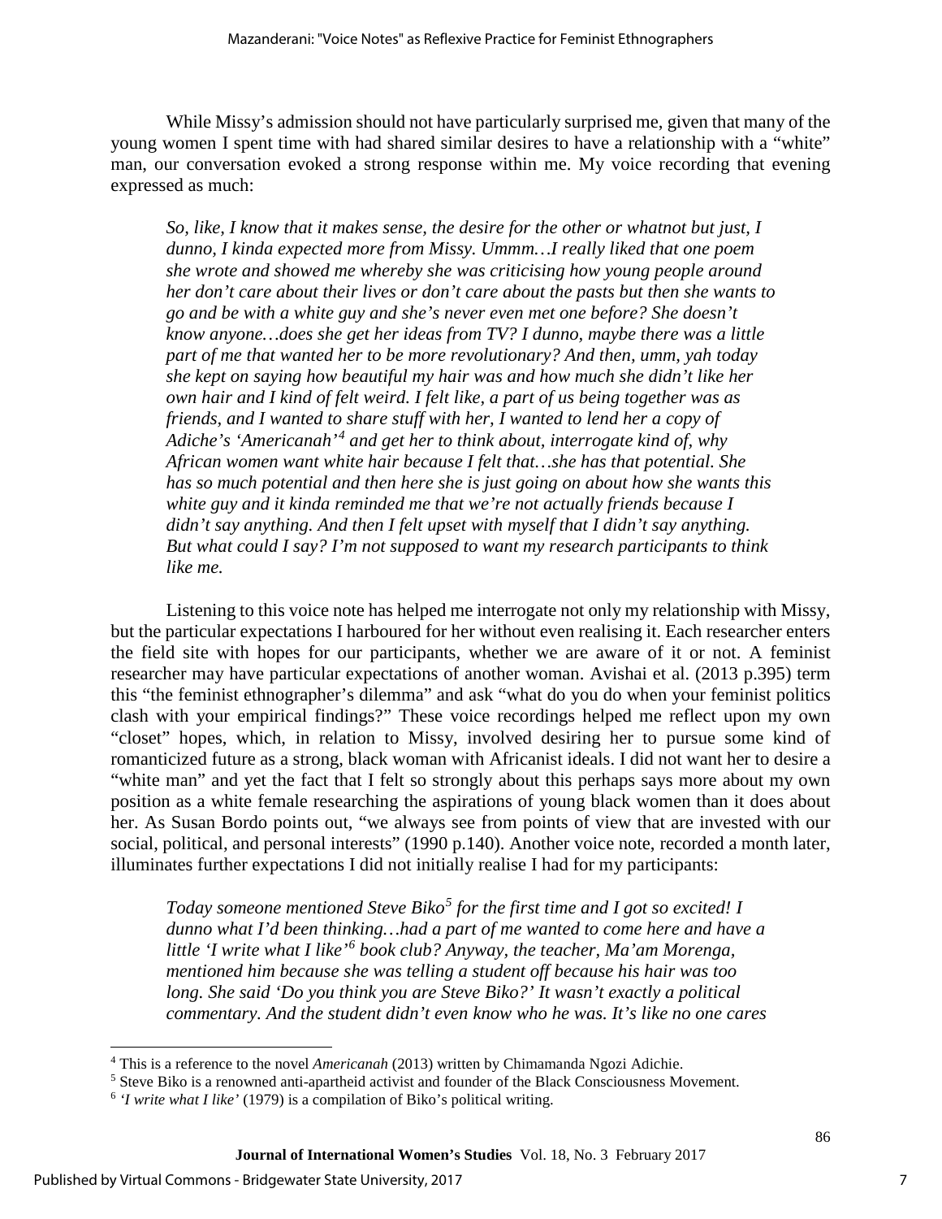While Missy's admission should not have particularly surprised me, given that many of the young women I spent time with had shared similar desires to have a relationship with a "white" man, our conversation evoked a strong response within me. My voice recording that evening expressed as much:

> *So, like, I know that it makes sense, the desire for the other or whatnot but just, I dunno, I kinda expected more from Missy. Ummm…I really liked that one poem she wrote and showed me whereby she was criticising how young people around her don't care about their lives or don't care about the pasts but then she wants to go and be with a white guy and she's never even met one before? She doesn't know anyone…does she get her ideas from TV? I dunno, maybe there was a little part of me that wanted her to be more revolutionary? And then, umm, yah today she kept on saying how beautiful my hair was and how much she didn't like her own hair and I kind of felt weird. I felt like, a part of us being together was as friends, and I wanted to share stuff with her, I wanted to lend her a copy of Adiche's 'Americanah'[4] and get her to think about, interrogate kind of, why African women want white hair because I felt that…she has that potential. She has so much potential and then here she is just going on about how she wants this white guy and it kinda reminded me that we're not actually friends because I didn't say anything. And then I felt upset with myself that I didn't say anything. But what could I say? I'm not supposed to want my research participants to think like me.*

Listening to this voice note has helped me interrogate not only my relationship with Missy, but the particular expectations I harboured for her without even realising it. Each researcher enters the field site with hopes for our participants, whether we are aware of it or not. A feminist researcher may have particular expectations of another woman. Avishai et al. (2013 p.395) term this "the feminist ethnographer's dilemma" and ask "what do you do when your feminist politics clash with your empirical findings?" These voice recordings helped me reflect upon my own "closet" hopes, which, in relation to Missy, involved desiring her to pursue some kind of romanticized future as a strong, black woman with Africanist ideals. I did not want her to desire a "white man" and yet the fact that I felt so strongly about this perhaps says more about my own position as a white female researching the aspirations of young black women than it does about her. As Susan Bordo points out, "we always see from points of view that are invested with our social, political, and personal interests" (1990 p.140). Another voice note, recorded a month later, illuminates further expectations I did not initially realise I had for my participants:

> *Today someone mentioned Steve Biko[5] for the first time and I got so excited! I dunno what I'd been thinking…had a part of me wanted to come here and have a little 'I write what I like'[6] book club? Anyway, the teacher, Ma'am Morenga, mentioned him because she was telling a student off because his hair was too long. She said 'Do you think you are Steve Biko?' It wasn't exactly a political commentary. And the student didn't even know who he was. It's like no one cares*

---

[4] This is a reference to the novel *Americanah* (2013) written by Chimamanda Ngozi Adichie.

[5] Steve Biko is a renowned anti-apartheid activist and founder of the Black Consciousness Movement.

[6] *'I write what I like'* (1979) is a compilation of Biko's political writing.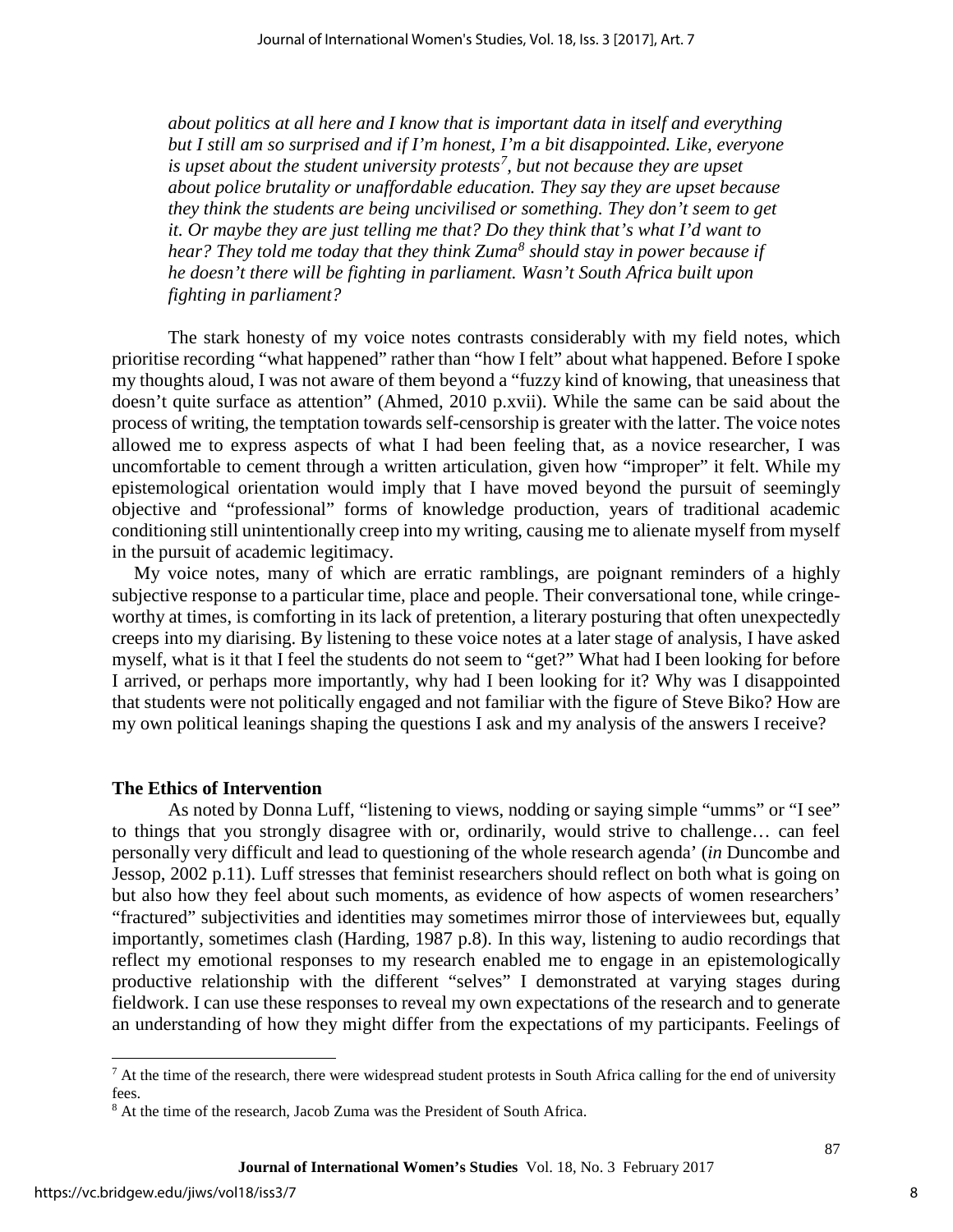*about politics at all here and I know that is important data in itself and everything but I still am so surprised and if I'm honest, I'm a bit disappointed. Like, everyone is upset about the student university protests[7], but not because they are upset about police brutality or unaffordable education. They say they are upset because they think the students are being uncivilised or something. They don't seem to get it. Or maybe they are just telling me that? Do they think that's what I'd want to hear? They told me today that they think Zuma[8] should stay in power because if he doesn't there will be fighting in parliament. Wasn't South Africa built upon fighting in parliament?*

The stark honesty of my voice notes contrasts considerably with my field notes, which prioritise recording "what happened" rather than "how I felt" about what happened. Before I spoke my thoughts aloud, I was not aware of them beyond a "fuzzy kind of knowing, that uneasiness that doesn't quite surface as attention" (Ahmed, 2010 p.xvii). While the same can be said about the process of writing, the temptation towards self-censorship is greater with the latter. The voice notes allowed me to express aspects of what I had been feeling that, as a novice researcher, I was uncomfortable to cement through a written articulation, given how "improper" it felt. While my epistemological orientation would imply that I have moved beyond the pursuit of seemingly objective and "professional" forms of knowledge production, years of traditional academic conditioning still unintentionally creep into my writing, causing me to alienate myself from myself in the pursuit of academic legitimacy.

My voice notes, many of which are erratic ramblings, are poignant reminders of a highly subjective response to a particular time, place and people. Their conversational tone, while cringe-worthy at times, is comforting in its lack of pretention, a literary posturing that often unexpectedly creeps into my diarising. By listening to these voice notes at a later stage of analysis, I have asked myself, what is it that I feel the students do not seem to "get?" What had I been looking for before I arrived, or perhaps more importantly, why had I been looking for it? Why was I disappointed that students were not politically engaged and not familiar with the figure of Steve Biko? How are my own political leanings shaping the questions I ask and my analysis of the answers I receive?

### The Ethics of Intervention

As noted by Donna Luff, "listening to views, nodding or saying simple "umms" or "I see" to things that you strongly disagree with or, ordinarily, would strive to challenge… can feel personally very difficult and lead to questioning of the whole research agenda' (*in* Duncombe and Jessop, 2002 p.11). Luff stresses that feminist researchers should reflect on both what is going on but also how they feel about such moments, as evidence of how aspects of women researchers' "fractured" subjectivities and identities may sometimes mirror those of interviewees but, equally importantly, sometimes clash (Harding, 1987 p.8). In this way, listening to audio recordings that reflect my emotional responses to my research enabled me to engage in an epistemologically productive relationship with the different "selves" I demonstrated at varying stages during fieldwork. I can use these responses to reveal my own expectations of the research and to generate an understanding of how they might differ from the expectations of my participants. Feelings of

[7] At the time of the research, there were widespread student protests in South Africa calling for the end of university fees.

[8] At the time of the research, Jacob Zuma was the President of South Africa.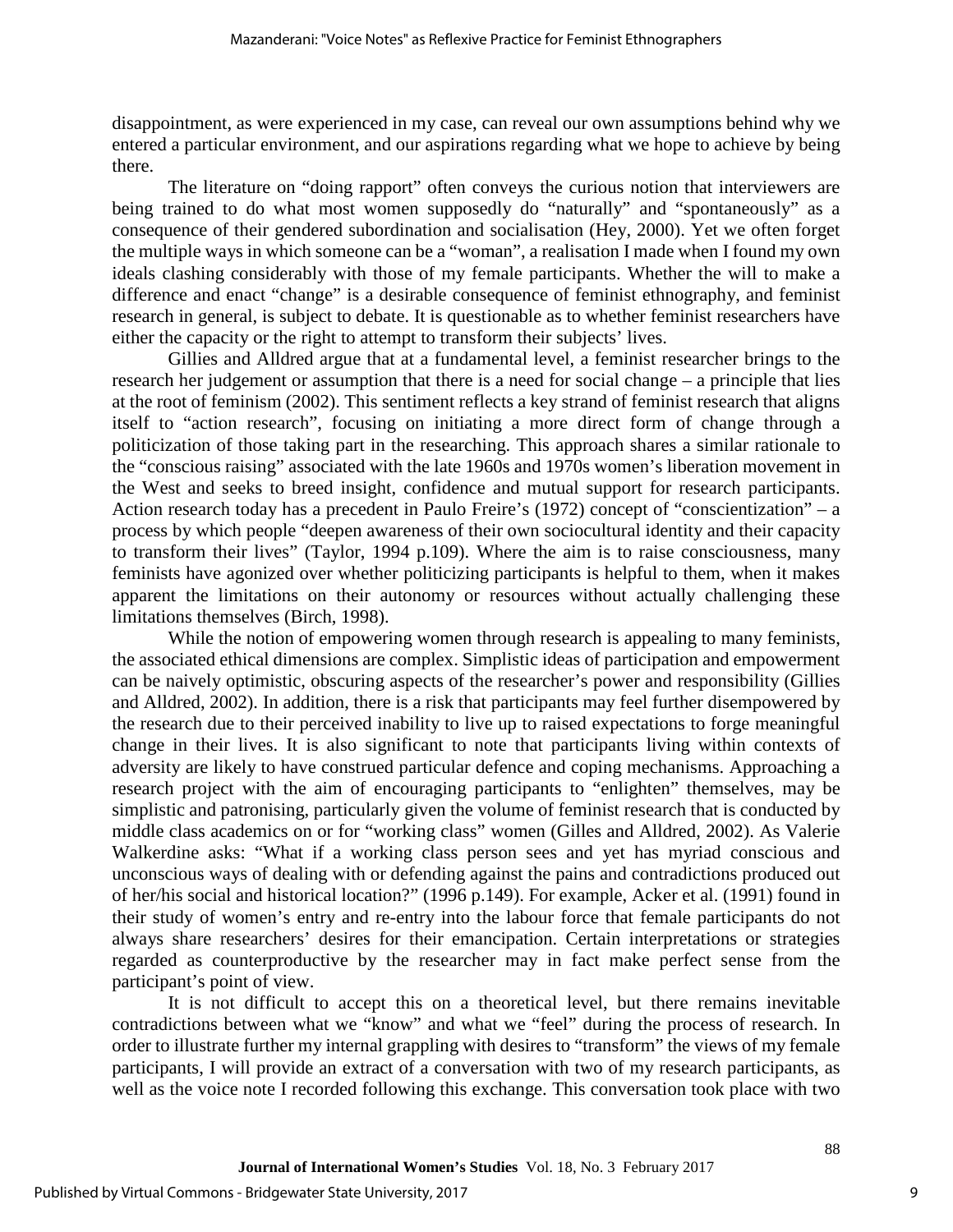disappointment, as were experienced in my case, can reveal our own assumptions behind why we entered a particular environment, and our aspirations regarding what we hope to achieve by being there.

The literature on "doing rapport" often conveys the curious notion that interviewers are being trained to do what most women supposedly do "naturally" and "spontaneously" as a consequence of their gendered subordination and socialisation (Hey, 2000). Yet we often forget the multiple ways in which someone can be a "woman", a realisation I made when I found my own ideals clashing considerably with those of my female participants. Whether the will to make a difference and enact "change" is a desirable consequence of feminist ethnography, and feminist research in general, is subject to debate. It is questionable as to whether feminist researchers have either the capacity or the right to attempt to transform their subjects' lives.

Gillies and Alldred argue that at a fundamental level, a feminist researcher brings to the research her judgement or assumption that there is a need for social change – a principle that lies at the root of feminism (2002). This sentiment reflects a key strand of feminist research that aligns itself to "action research", focusing on initiating a more direct form of change through a politicization of those taking part in the researching. This approach shares a similar rationale to the "conscious raising" associated with the late 1960s and 1970s women's liberation movement in the West and seeks to breed insight, confidence and mutual support for research participants. Action research today has a precedent in Paulo Freire's (1972) concept of "conscientization" – a process by which people "deepen awareness of their own sociocultural identity and their capacity to transform their lives" (Taylor, 1994 p.109). Where the aim is to raise consciousness, many feminists have agonized over whether politicizing participants is helpful to them, when it makes apparent the limitations on their autonomy or resources without actually challenging these limitations themselves (Birch, 1998).

While the notion of empowering women through research is appealing to many feminists, the associated ethical dimensions are complex. Simplistic ideas of participation and empowerment can be naively optimistic, obscuring aspects of the researcher's power and responsibility (Gillies and Alldred, 2002). In addition, there is a risk that participants may feel further disempowered by the research due to their perceived inability to live up to raised expectations to forge meaningful change in their lives. It is also significant to note that participants living within contexts of adversity are likely to have construed particular defence and coping mechanisms. Approaching a research project with the aim of encouraging participants to "enlighten" themselves, may be simplistic and patronising, particularly given the volume of feminist research that is conducted by middle class academics on or for "working class" women (Gilles and Alldred, 2002). As Valerie Walkerdine asks: "What if a working class person sees and yet has myriad conscious and unconscious ways of dealing with or defending against the pains and contradictions produced out of her/his social and historical location?" (1996 p.149). For example, Acker et al. (1991) found in their study of women's entry and re-entry into the labour force that female participants do not always share researchers' desires for their emancipation. Certain interpretations or strategies regarded as counterproductive by the researcher may in fact make perfect sense from the participant's point of view.

It is not difficult to accept this on a theoretical level, but there remains inevitable contradictions between what we "know" and what we "feel" during the process of research. In order to illustrate further my internal grappling with desires to "transform" the views of my female participants, I will provide an extract of a conversation with two of my research participants, as well as the voice note I recorded following this exchange. This conversation took place with two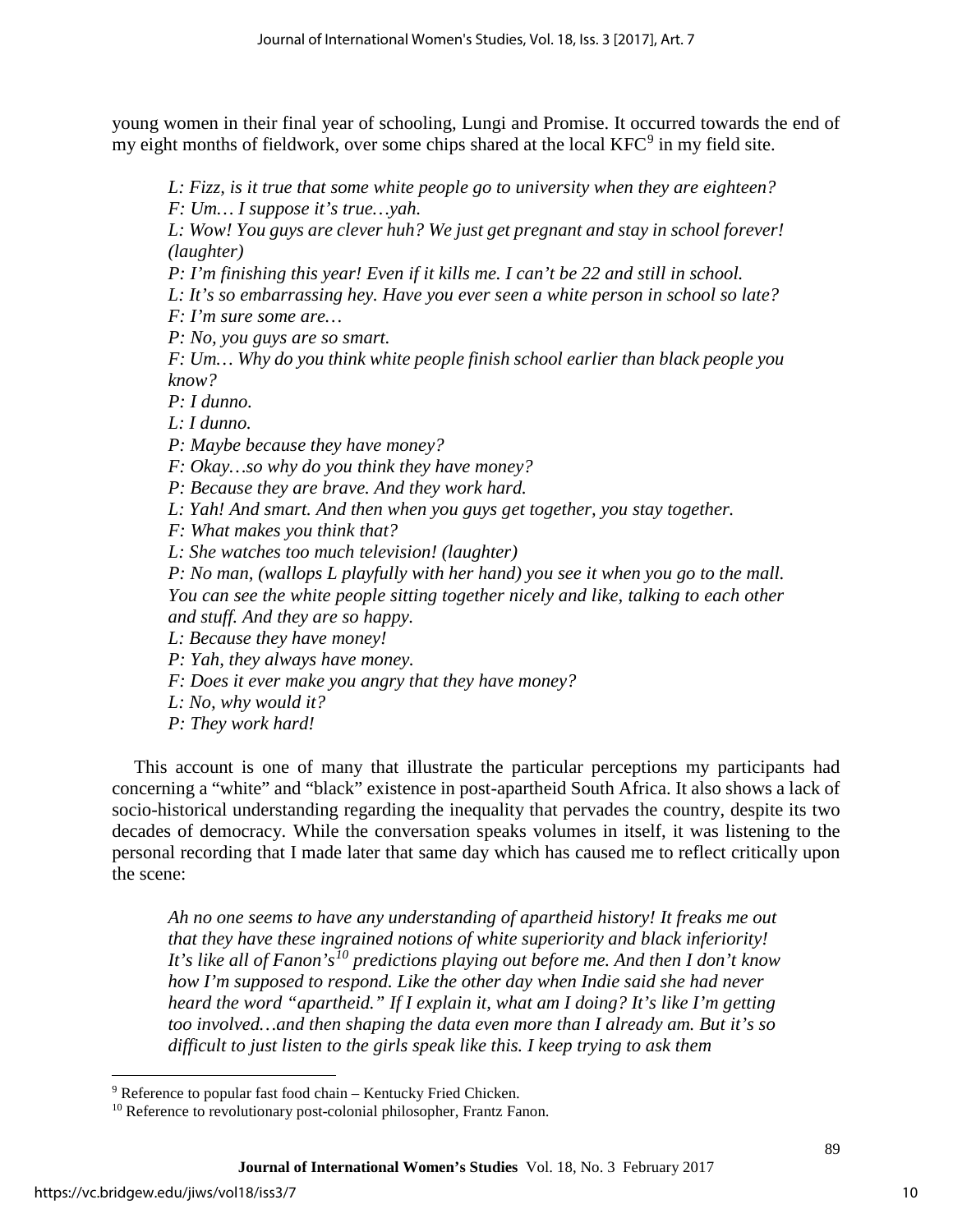young women in their final year of schooling, Lungi and Promise. It occurred towards the end of my eight months of fieldwork, over some chips shared at the local KFC[9] in my field site.

> *L: Fizz, is it true that some white people go to university when they are eighteen?*
> *F: Um… I suppose it's true…yah.*
> *L: Wow! You guys are clever huh? We just get pregnant and stay in school forever! (laughter)*
> *P: I'm finishing this year! Even if it kills me. I can't be 22 and still in school.*
> *L: It's so embarrassing hey. Have you ever seen a white person in school so late?*
> *F: I'm sure some are…*
> *P: No, you guys are so smart.*
> *F: Um… Why do you think white people finish school earlier than black people you know?*
> *P: I dunno.*
> *L: I dunno.*
> *P: Maybe because they have money?*
> *F: Okay…so why do you think they have money?*
> *P: Because they are brave. And they work hard.*
> *L: Yah! And smart. And then when you guys get together, you stay together.*
> *F: What makes you think that?*
> *L: She watches too much television! (laughter)*
> *P: No man, (wallops L playfully with her hand) you see it when you go to the mall. You can see the white people sitting together nicely and like, talking to each other and stuff. And they are so happy.*
> *L: Because they have money!*
> *P: Yah, they always have money.*
> *F: Does it ever make you angry that they have money?*
> *L: No, why would it?*
> *P: They work hard!*

This account is one of many that illustrate the particular perceptions my participants had concerning a "white" and "black" existence in post-apartheid South Africa. It also shows a lack of socio-historical understanding regarding the inequality that pervades the country, despite its two decades of democracy. While the conversation speaks volumes in itself, it was listening to the personal recording that I made later that same day which has caused me to reflect critically upon the scene:

> *Ah no one seems to have any understanding of apartheid history! It freaks me out that they have these ingrained notions of white superiority and black inferiority! It's like all of Fanon's[10] predictions playing out before me. And then I don't know how I'm supposed to respond. Like the other day when Indie said she had never heard the word "apartheid." If I explain it, what am I doing? It's like I'm getting too involved…and then shaping the data even more than I already am. But it's so difficult to just listen to the girls speak like this. I keep trying to ask them*

---

[9] Reference to popular fast food chain – Kentucky Fried Chicken.

[10] Reference to revolutionary post-colonial philosopher, Frantz Fanon.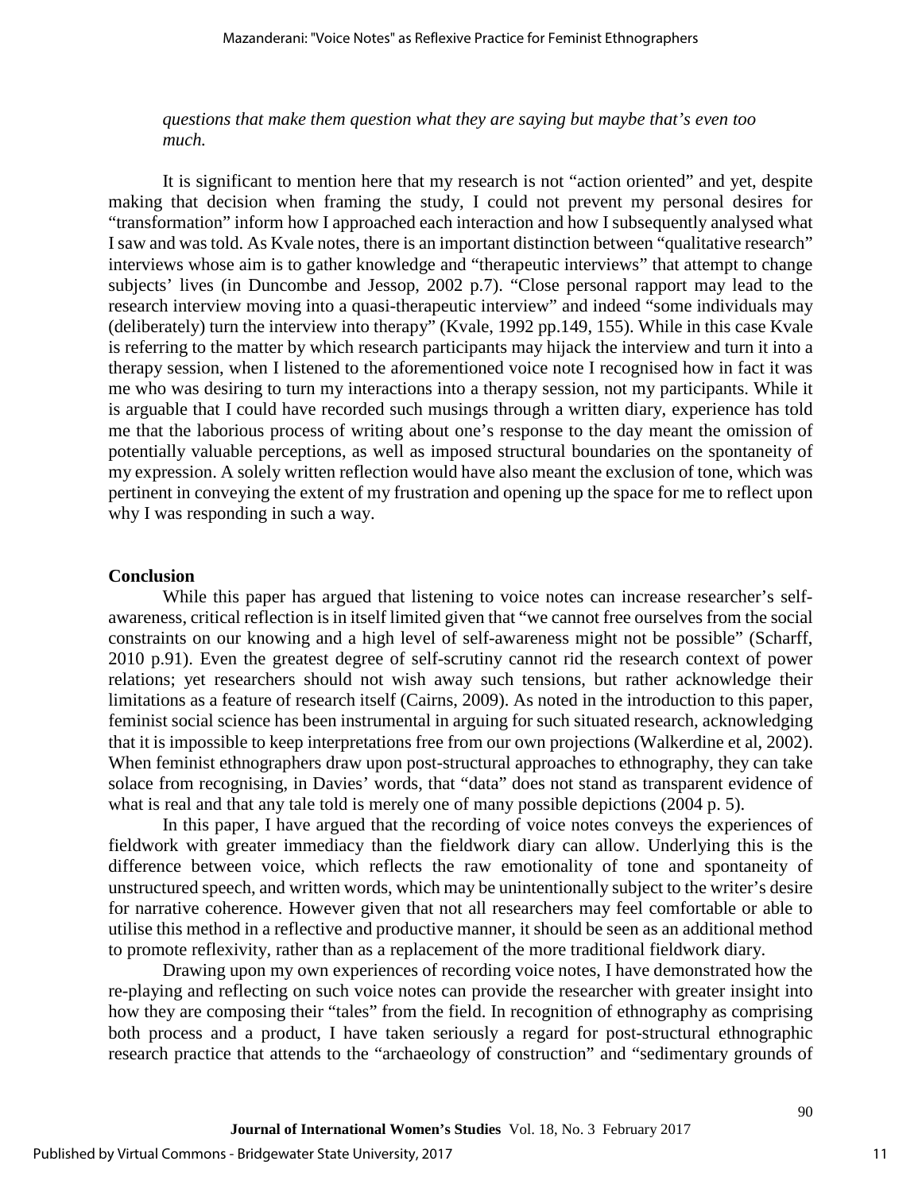*questions that make them question what they are saying but maybe that's even too much.*

It is significant to mention here that my research is not "action oriented" and yet, despite making that decision when framing the study, I could not prevent my personal desires for "transformation" inform how I approached each interaction and how I subsequently analysed what I saw and was told. As Kvale notes, there is an important distinction between "qualitative research" interviews whose aim is to gather knowledge and "therapeutic interviews" that attempt to change subjects' lives (in Duncombe and Jessop, 2002 p.7). "Close personal rapport may lead to the research interview moving into a quasi-therapeutic interview" and indeed "some individuals may (deliberately) turn the interview into therapy" (Kvale, 1992 pp.149, 155). While in this case Kvale is referring to the matter by which research participants may hijack the interview and turn it into a therapy session, when I listened to the aforementioned voice note I recognised how in fact it was me who was desiring to turn my interactions into a therapy session, not my participants. While it is arguable that I could have recorded such musings through a written diary, experience has told me that the laborious process of writing about one's response to the day meant the omission of potentially valuable perceptions, as well as imposed structural boundaries on the spontaneity of my expression. A solely written reflection would have also meant the exclusion of tone, which was pertinent in conveying the extent of my frustration and opening up the space for me to reflect upon why I was responding in such a way.

## Conclusion

While this paper has argued that listening to voice notes can increase researcher's self-awareness, critical reflection is in itself limited given that "we cannot free ourselves from the social constraints on our knowing and a high level of self-awareness might not be possible" (Scharff, 2010 p.91). Even the greatest degree of self-scrutiny cannot rid the research context of power relations; yet researchers should not wish away such tensions, but rather acknowledge their limitations as a feature of research itself (Cairns, 2009). As noted in the introduction to this paper, feminist social science has been instrumental in arguing for such situated research, acknowledging that it is impossible to keep interpretations free from our own projections (Walkerdine et al, 2002). When feminist ethnographers draw upon post-structural approaches to ethnography, they can take solace from recognising, in Davies' words, that "data" does not stand as transparent evidence of what is real and that any tale told is merely one of many possible depictions (2004 p. 5).

In this paper, I have argued that the recording of voice notes conveys the experiences of fieldwork with greater immediacy than the fieldwork diary can allow. Underlying this is the difference between voice, which reflects the raw emotionality of tone and spontaneity of unstructured speech, and written words, which may be unintentionally subject to the writer's desire for narrative coherence. However given that not all researchers may feel comfortable or able to utilise this method in a reflective and productive manner, it should be seen as an additional method to promote reflexivity, rather than as a replacement of the more traditional fieldwork diary.

Drawing upon my own experiences of recording voice notes, I have demonstrated how the re-playing and reflecting on such voice notes can provide the researcher with greater insight into how they are composing their "tales" from the field. In recognition of ethnography as comprising both process and a product, I have taken seriously a regard for post-structural ethnographic research practice that attends to the "archaeology of construction" and "sedimentary grounds of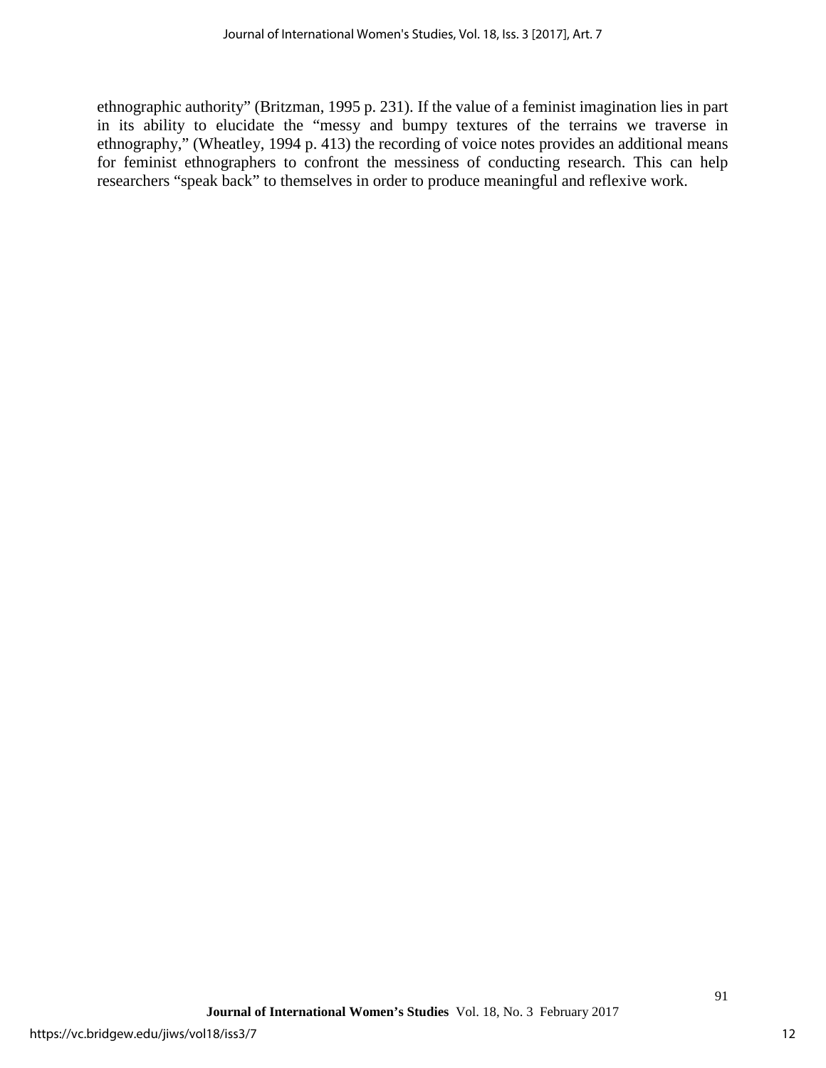ethnographic authority" (Britzman, 1995 p. 231). If the value of a feminist imagination lies in part in its ability to elucidate the "messy and bumpy textures of the terrains we traverse in ethnography," (Wheatley, 1994 p. 413) the recording of voice notes provides an additional means for feminist ethnographers to confront the messiness of conducting research. This can help researchers "speak back" to themselves in order to produce meaningful and reflexive work.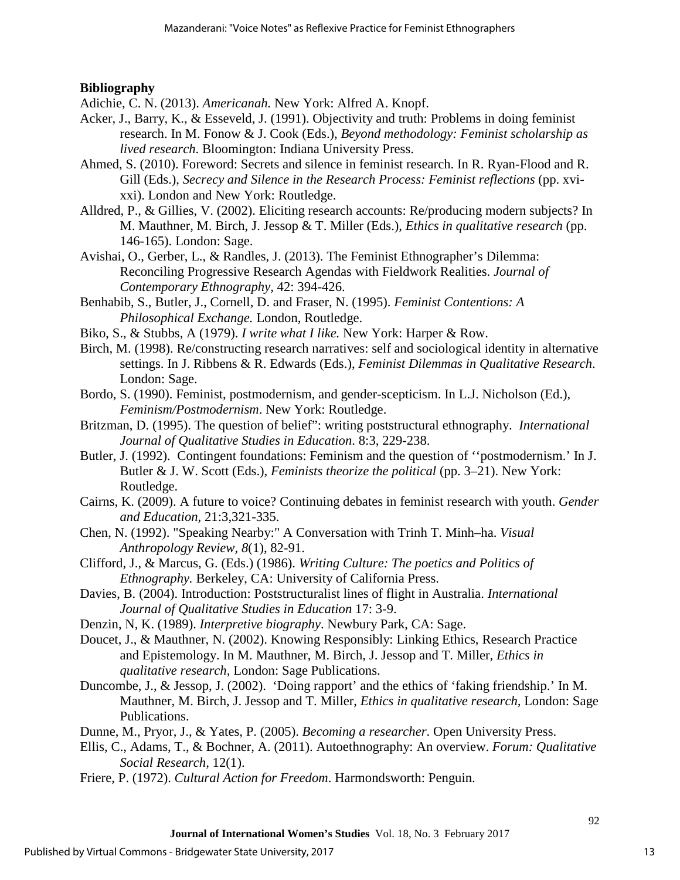**Bibliography**

Adichie, C. N. (2013). *Americanah.* New York: Alfred A. Knopf.

Acker, J., Barry, K., & Esseveld, J. (1991). Objectivity and truth: Problems in doing feminist research. In M. Fonow & J. Cook (Eds.), *Beyond methodology: Feminist scholarship as lived research*. Bloomington: Indiana University Press.

Ahmed, S. (2010). Foreword: Secrets and silence in feminist research. In R. Ryan-Flood and R. Gill (Eds.), *Secrecy and Silence in the Research Process: Feminist reflections* (pp. xvi-xxi). London and New York: Routledge.

Alldred, P., & Gillies, V. (2002). Eliciting research accounts: Re/producing modern subjects? In M. Mauthner, M. Birch, J. Jessop & T. Miller (Eds.), *Ethics in qualitative research* (pp. 146-165). London: Sage.

Avishai, O., Gerber, L., & Randles, J. (2013). The Feminist Ethnographer's Dilemma: Reconciling Progressive Research Agendas with Fieldwork Realities. *Journal of Contemporary Ethnography,* 42: 394-426.

Benhabib, S., Butler, J., Cornell, D. and Fraser, N. (1995). *Feminist Contentions: A Philosophical Exchange.* London, Routledge.

Biko, S., & Stubbs, A (1979). *I write what I like.* New York: Harper & Row.

Birch, M. (1998). Re/constructing research narratives: self and sociological identity in alternative settings. In J. Ribbens & R. Edwards (Eds.), *Feminist Dilemmas in Qualitative Research*. London: Sage.

Bordo, S. (1990). Feminist, postmodernism, and gender-scepticism. In L.J. Nicholson (Ed.), *Feminism/Postmodernism*. New York: Routledge.

Britzman, D. (1995). The question of belief": writing poststructural ethnography. *International Journal of Qualitative Studies in Education.* 8:3, 229-238.

Butler, J. (1992). Contingent foundations: Feminism and the question of ''postmodernism.' In J. Butler & J. W. Scott (Eds.), *Feminists theorize the political* (pp. 3–21). New York: Routledge.

Cairns, K. (2009). A future to voice? Continuing debates in feminist research with youth. *Gender and Education*, 21:3,321-335.

Chen, N. (1992). "Speaking Nearby:" A Conversation with Trinh T. Minh–ha. *Visual Anthropology Review*, *8*(1), 82-91.

Clifford, J., & Marcus, G. (Eds.) (1986). *Writing Culture: The poetics and Politics of Ethnography.* Berkeley, CA: University of California Press.

Davies, B. (2004). Introduction: Poststructuralist lines of flight in Australia. *International Journal of Qualitative Studies in Education* 17: 3-9.

Denzin, N, K. (1989). *Interpretive biography*. Newbury Park, CA: Sage.

Doucet, J., & Mauthner, N. (2002). Knowing Responsibly: Linking Ethics, Research Practice and Epistemology. In M. Mauthner, M. Birch, J. Jessop and T. Miller, *Ethics in qualitative research*, London: Sage Publications.

Duncombe, J., & Jessop, J. (2002). 'Doing rapport' and the ethics of 'faking friendship.' In M. Mauthner, M. Birch, J. Jessop and T. Miller, *Ethics in qualitative research*, London: Sage Publications.

Dunne, M., Pryor, J., & Yates, P. (2005). *Becoming a researcher*. Open University Press.

Ellis, C., Adams, T., & Bochner, A. (2011). Autoethnography: An overview. *Forum: Qualitative Social Research*, 12(1).

Friere, P. (1972). *Cultural Action for Freedom*. Harmondsworth: Penguin.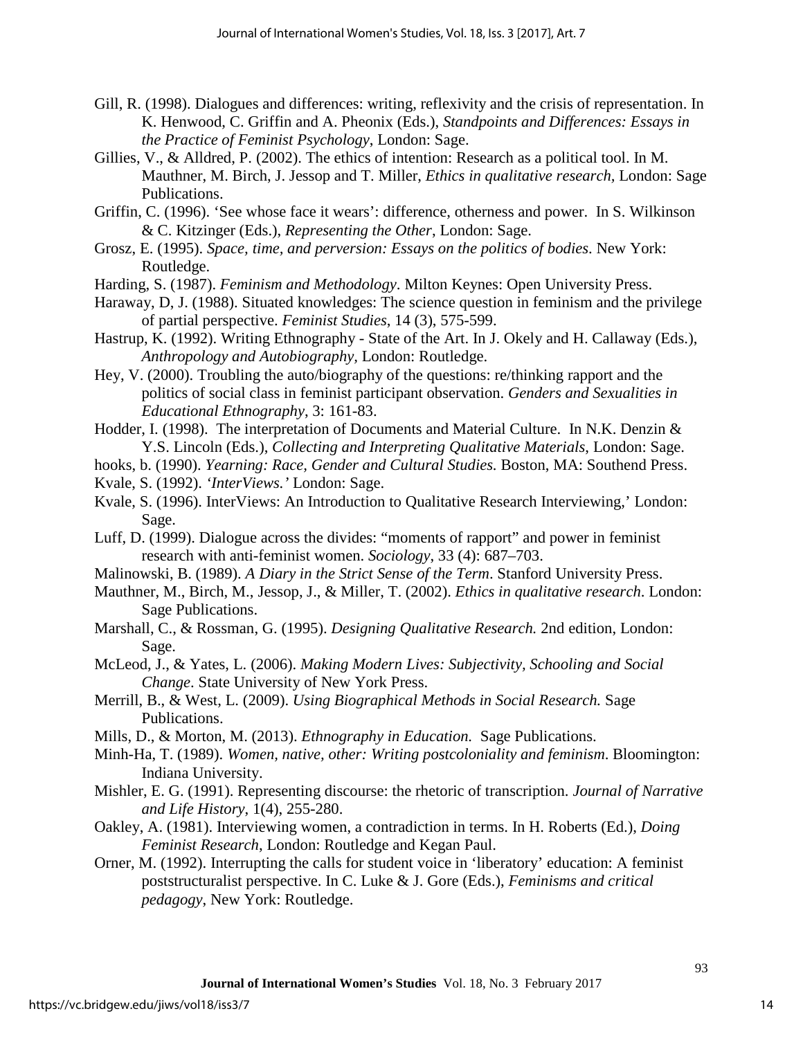Gill, R. (1998). Dialogues and differences: writing, reflexivity and the crisis of representation. In K. Henwood, C. Griffin and A. Pheonix (Eds.), *Standpoints and Differences: Essays in the Practice of Feminist Psychology*, London: Sage.

Gillies, V., & Alldred, P. (2002). The ethics of intention: Research as a political tool. In M. Mauthner, M. Birch, J. Jessop and T. Miller, *Ethics in qualitative research,* London: Sage Publications.

Griffin, C. (1996). 'See whose face it wears': difference, otherness and power. In S. Wilkinson & C. Kitzinger (Eds.), *Representing the Other*, London: Sage.

Grosz, E. (1995). *Space, time, and perversion: Essays on the politics of bodies*. New York: Routledge.

Harding, S. (1987). *Feminism and Methodology*. Milton Keynes: Open University Press.

Haraway, D, J. (1988). Situated knowledges: The science question in feminism and the privilege of partial perspective. *Feminist Studies*, 14 (3), 575-599.

Hastrup, K. (1992). Writing Ethnography - State of the Art. In J. Okely and H. Callaway (Eds.), *Anthropology and Autobiography,* London: Routledge.

Hey, V. (2000). Troubling the auto/biography of the questions: re/thinking rapport and the politics of social class in feminist participant observation. *Genders and Sexualities in Educational Ethnography*, 3: 161-83.

Hodder, I. (1998). The interpretation of Documents and Material Culture. In N.K. Denzin & Y.S. Lincoln (Eds.), *Collecting and Interpreting Qualitative Materials*, London: Sage.

hooks, b. (1990). *Yearning: Race, Gender and Cultural Studies.* Boston, MA: Southend Press.

Kvale, S. (1992). *'InterViews.'* London: Sage.

Kvale, S. (1996). InterViews: An Introduction to Qualitative Research Interviewing,' London: Sage.

Luff, D. (1999). Dialogue across the divides: "moments of rapport" and power in feminist research with anti-feminist women. *Sociology*, 33 (4): 687–703.

Malinowski, B. (1989). *A Diary in the Strict Sense of the Term*. Stanford University Press.

Mauthner, M., Birch, M., Jessop, J., & Miller, T. (2002). *Ethics in qualitative research.* London: Sage Publications.

Marshall, C., & Rossman, G. (1995). *Designing Qualitative Research.* 2nd edition, London: Sage.

McLeod, J., & Yates, L. (2006). *Making Modern Lives: Subjectivity, Schooling and Social Change*. State University of New York Press.

Merrill, B., & West, L. (2009). *Using Biographical Methods in Social Research.* Sage Publications.

Mills, D., & Morton, M. (2013). *Ethnography in Education.* Sage Publications.

Minh-Ha, T. (1989). *Women, native, other: Writing postcoloniality and feminism*. Bloomington: Indiana University.

Mishler, E. G. (1991). Representing discourse: the rhetoric of transcription. *Journal of Narrative and Life History*, 1(4), 255-280.

Oakley, A. (1981). Interviewing women, a contradiction in terms. In H. Roberts (Ed.), *Doing Feminist Research*, London: Routledge and Kegan Paul.

Orner, M. (1992). Interrupting the calls for student voice in 'liberatory' education: A feminist poststructuralist perspective. In C. Luke & J. Gore (Eds.), *Feminisms and critical pedagogy*, New York: Routledge.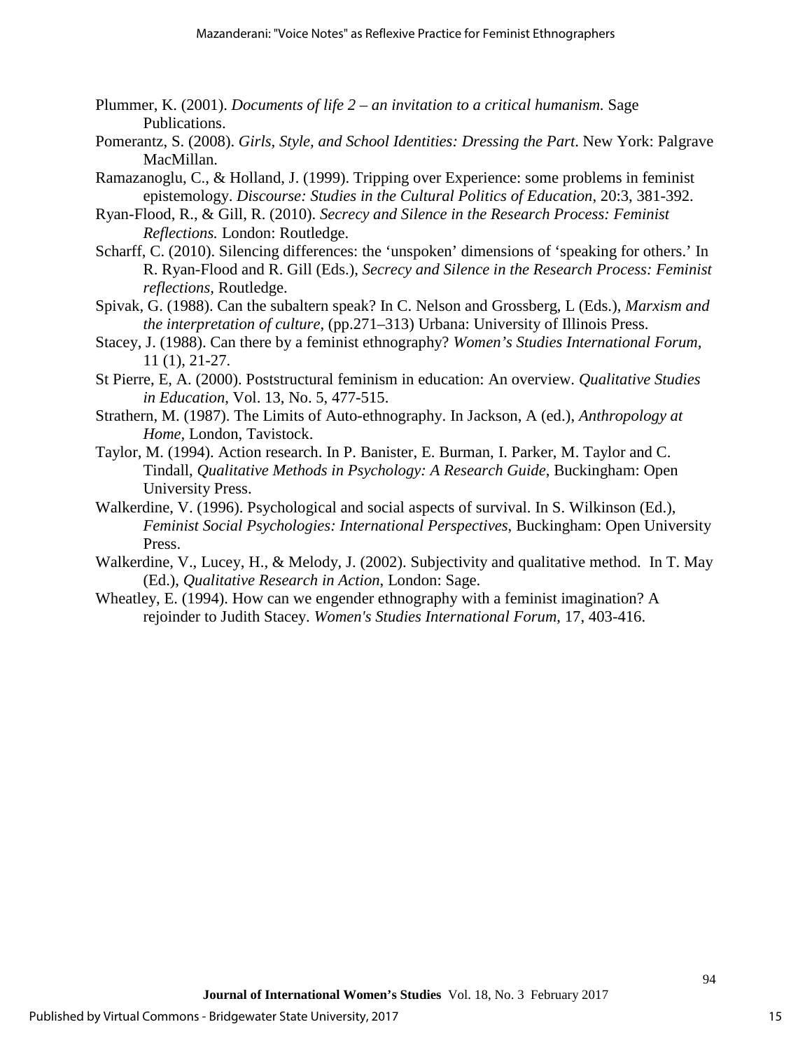Plummer, K. (2001). *Documents of life 2 – an invitation to a critical humanism.* Sage Publications.

Pomerantz, S. (2008). *Girls, Style, and School Identities: Dressing the Part*. New York: Palgrave MacMillan.

Ramazanoglu, C., & Holland, J. (1999). Tripping over Experience: some problems in feminist epistemology. *Discourse: Studies in the Cultural Politics of Education*, 20:3, 381-392.

Ryan-Flood, R., & Gill, R. (2010). *Secrecy and Silence in the Research Process: Feminist Reflections.* London: Routledge.

Scharff, C. (2010). Silencing differences: the 'unspoken' dimensions of 'speaking for others.' In R. Ryan-Flood and R. Gill (Eds.), *Secrecy and Silence in the Research Process: Feminist reflections*, Routledge.

Spivak, G. (1988). Can the subaltern speak? In C. Nelson and Grossberg, L (Eds.), *Marxism and the interpretation of culture*, (pp.271–313) Urbana: University of Illinois Press.

Stacey, J. (1988). Can there by a feminist ethnography? *Women's Studies International Forum,* 11 (1), 21-27.

St Pierre, E, A. (2000). Poststructural feminism in education: An overview. *Qualitative Studies in Education*, Vol. 13, No. 5, 477-515.

Strathern, M. (1987). The Limits of Auto-ethnography. In Jackson, A (ed.), *Anthropology at Home*, London, Tavistock.

Taylor, M. (1994). Action research. In P. Banister, E. Burman, I. Parker, M. Taylor and C. Tindall, *Qualitative Methods in Psychology: A Research Guide*, Buckingham: Open University Press.

Walkerdine, V. (1996). Psychological and social aspects of survival. In S. Wilkinson (Ed.), *Feminist Social Psychologies: International Perspectives*, Buckingham: Open University Press.

Walkerdine, V., Lucey, H., & Melody, J. (2002). Subjectivity and qualitative method. In T. May (Ed.), *Qualitative Research in Action*, London: Sage.

Wheatley, E. (1994). How can we engender ethnography with a feminist imagination? A rejoinder to Judith Stacey. *Women's Studies International Forum*, 17, 403-416.